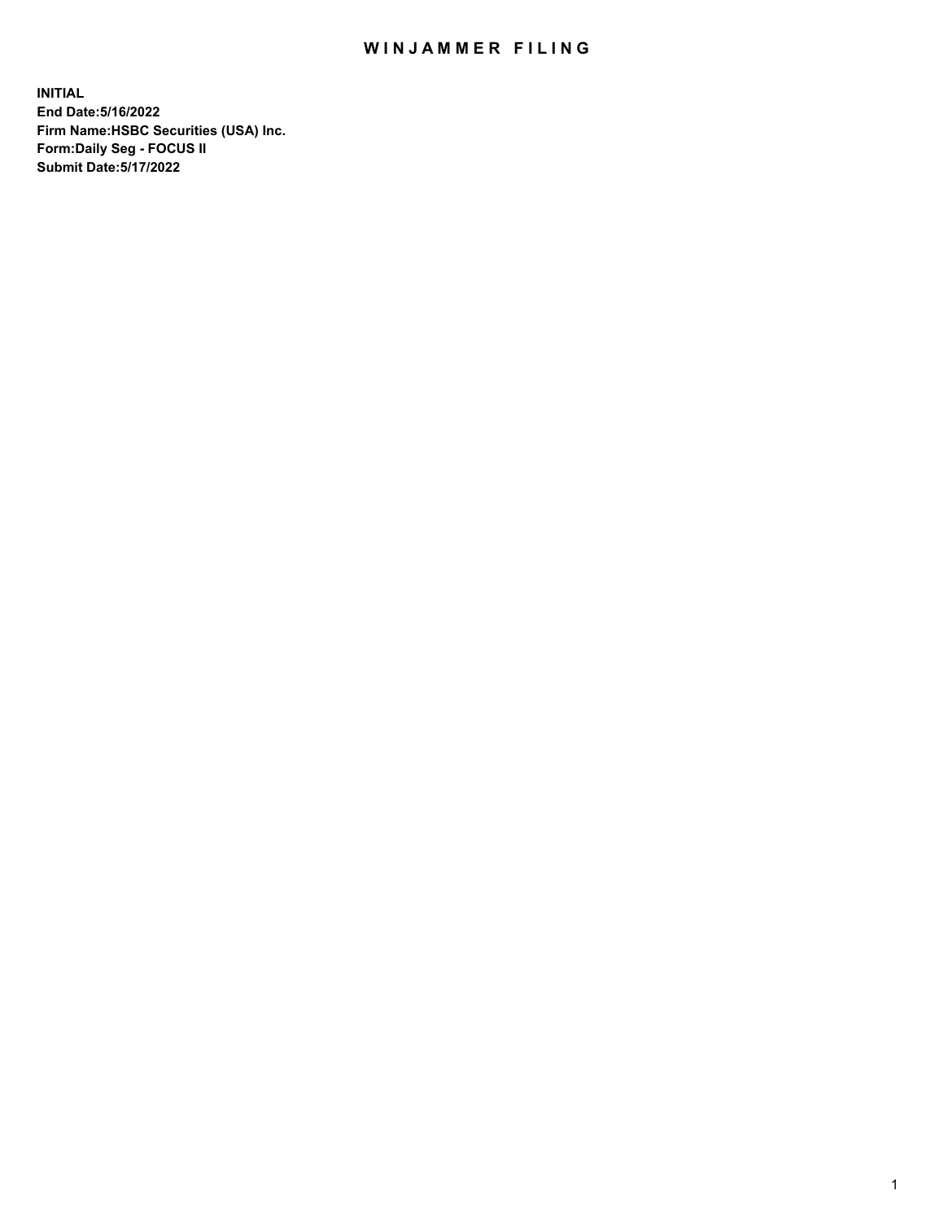# WINJAMMER FILING

**INITIAL**
**End Date:5/16/2022**
**Firm Name:HSBC Securities (USA) Inc.**
**Form:Daily Seg - FOCUS II**
**Submit Date:5/17/2022**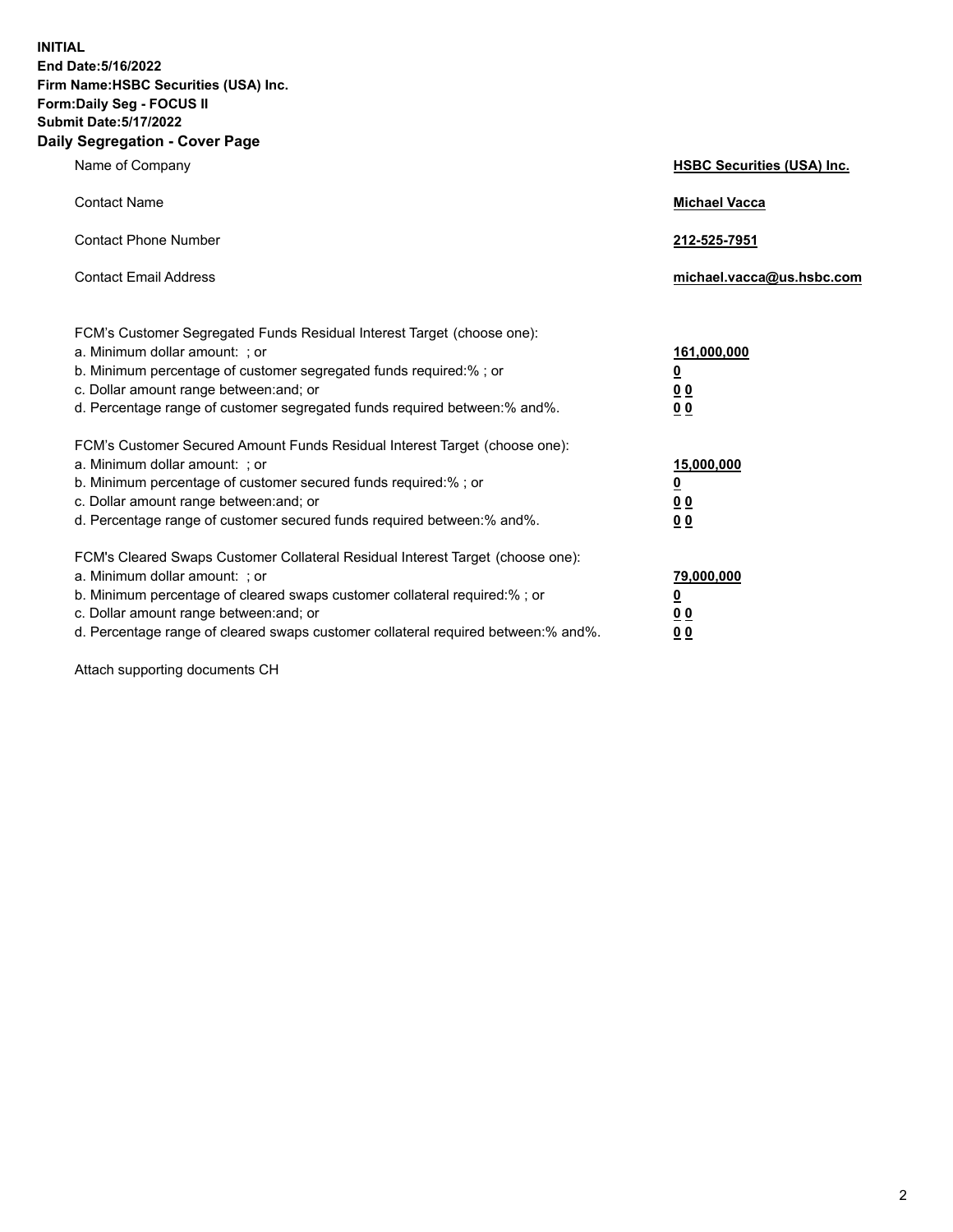**INITIAL**
**End Date:5/16/2022**
**Firm Name:HSBC Securities (USA) Inc.**
**Form:Daily Seg - FOCUS II**
**Submit Date:5/17/2022**

## Daily Segregation - Cover Page

| | |
|---|---|
| Name of Company | **HSBC Securities (USA) Inc.** |
| Contact Name | **Michael Vacca** |
| Contact Phone Number | **212-525-7951** |
| Contact Email Address | **michael.vacca@us.hsbc.com** |

| | |
|---|---|
| FCM's Customer Segregated Funds Residual Interest Target (choose one): | |
| a. Minimum dollar amount: ; or | **161,000,000** |
| b. Minimum percentage of customer segregated funds required:% ; or | **0** |
| c. Dollar amount range between:and; or | **0 0** |
| d. Percentage range of customer segregated funds required between:% and%. | **0 0** |
| FCM's Customer Secured Amount Funds Residual Interest Target (choose one): | |
| a. Minimum dollar amount: ; or | **15,000,000** |
| b. Minimum percentage of customer secured funds required:% ; or | **0** |
| c. Dollar amount range between:and; or | **0 0** |
| d. Percentage range of customer secured funds required between:% and%. | **0 0** |
| FCM's Cleared Swaps Customer Collateral Residual Interest Target (choose one): | |
| a. Minimum dollar amount: ; or | **79,000,000** |
| b. Minimum percentage of cleared swaps customer collateral required:% ; or | **0** |
| c. Dollar amount range between:and; or | **0 0** |
| d. Percentage range of cleared swaps customer collateral required between:% and%. | **0 0** |

Attach supporting documents CH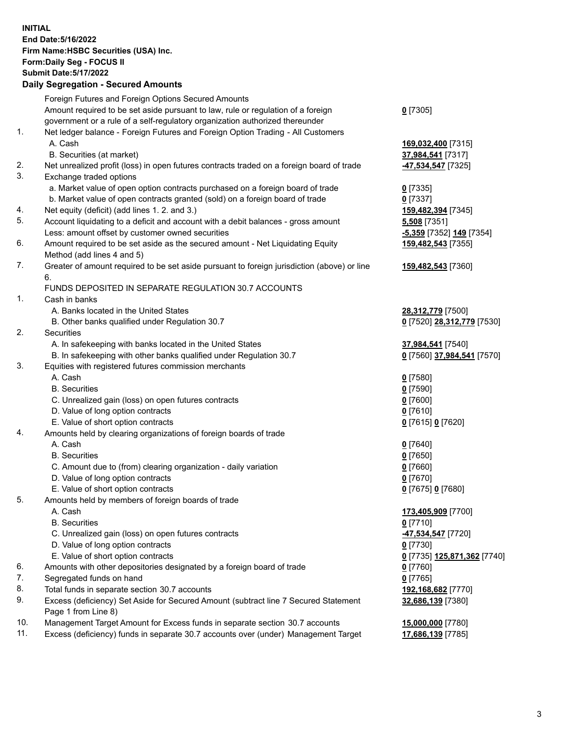**INITIAL**
**End Date:5/16/2022**
**Firm Name:HSBC Securities (USA) Inc.**
**Form:Daily Seg - FOCUS II**
**Submit Date:5/17/2022**

## Daily Segregation - Secured Amounts

| | | |
|---|---|---|
| | Foreign Futures and Foreign Options Secured Amounts | |
| | Amount required to be set aside pursuant to law, rule or regulation of a foreign government or a rule of a self-regulatory organization authorized thereunder | **0** [7305] |
| 1. | Net ledger balance - Foreign Futures and Foreign Option Trading - All Customers | |
| | A. Cash | **169,032,400** [7315] |
| | B. Securities (at market) | **37,984,541** [7317] |
| 2. | Net unrealized profit (loss) in open futures contracts traded on a foreign board of trade | **-47,534,547** [7325] |
| 3. | Exchange traded options | |
| | a. Market value of open option contracts purchased on a foreign board of trade | **0** [7335] |
| | b. Market value of open contracts granted (sold) on a foreign board of trade | **0** [7337] |
| 4. | Net equity (deficit) (add lines 1. 2. and 3.) | **159,482,394** [7345] |
| 5. | Account liquidating to a deficit and account with a debit balances - gross amount | **5,508** [7351] |
| | Less: amount offset by customer owned securities | **-5,359** [7352] **149** [7354] |
| 6. | Amount required to be set aside as the secured amount - Net Liquidating Equity Method (add lines 4 and 5) | **159,482,543** [7355] |
| 7. | Greater of amount required to be set aside pursuant to foreign jurisdiction (above) or line 6. | **159,482,543** [7360] |
| | FUNDS DEPOSITED IN SEPARATE REGULATION 30.7 ACCOUNTS | |
| 1. | Cash in banks | |
| | A. Banks located in the United States | **28,312,779** [7500] |
| | B. Other banks qualified under Regulation 30.7 | **0** [7520] **28,312,779** [7530] |
| 2. | Securities | |
| | A. In safekeeping with banks located in the United States | **37,984,541** [7540] |
| | B. In safekeeping with other banks qualified under Regulation 30.7 | **0** [7560] **37,984,541** [7570] |
| 3. | Equities with registered futures commission merchants | |
| | A. Cash | **0** [7580] |
| | B. Securities | **0** [7590] |
| | C. Unrealized gain (loss) on open futures contracts | **0** [7600] |
| | D. Value of long option contracts | **0** [7610] |
| | E. Value of short option contracts | **0** [7615] **0** [7620] |
| 4. | Amounts held by clearing organizations of foreign boards of trade | |
| | A. Cash | **0** [7640] |
| | B. Securities | **0** [7650] |
| | C. Amount due to (from) clearing organization - daily variation | **0** [7660] |
| | D. Value of long option contracts | **0** [7670] |
| | E. Value of short option contracts | **0** [7675] **0** [7680] |
| 5. | Amounts held by members of foreign boards of trade | |
| | A. Cash | **173,405,909** [7700] |
| | B. Securities | **0** [7710] |
| | C. Unrealized gain (loss) on open futures contracts | **-47,534,547** [7720] |
| | D. Value of long option contracts | **0** [7730] |
| | E. Value of short option contracts | **0** [7735] **125,871,362** [7740] |
| 6. | Amounts with other depositories designated by a foreign board of trade | **0** [7760] |
| 7. | Segregated funds on hand | **0** [7765] |
| 8. | Total funds in separate section 30.7 accounts | **192,168,682** [7770] |
| 9. | Excess (deficiency) Set Aside for Secured Amount (subtract line 7 Secured Statement Page 1 from Line 8) | **32,686,139** [7380] |
| 10. | Management Target Amount for Excess funds in separate section 30.7 accounts | **15,000,000** [7780] |
| 11. | Excess (deficiency) funds in separate 30.7 accounts over (under) Management Target | **17,686,139** [7785] |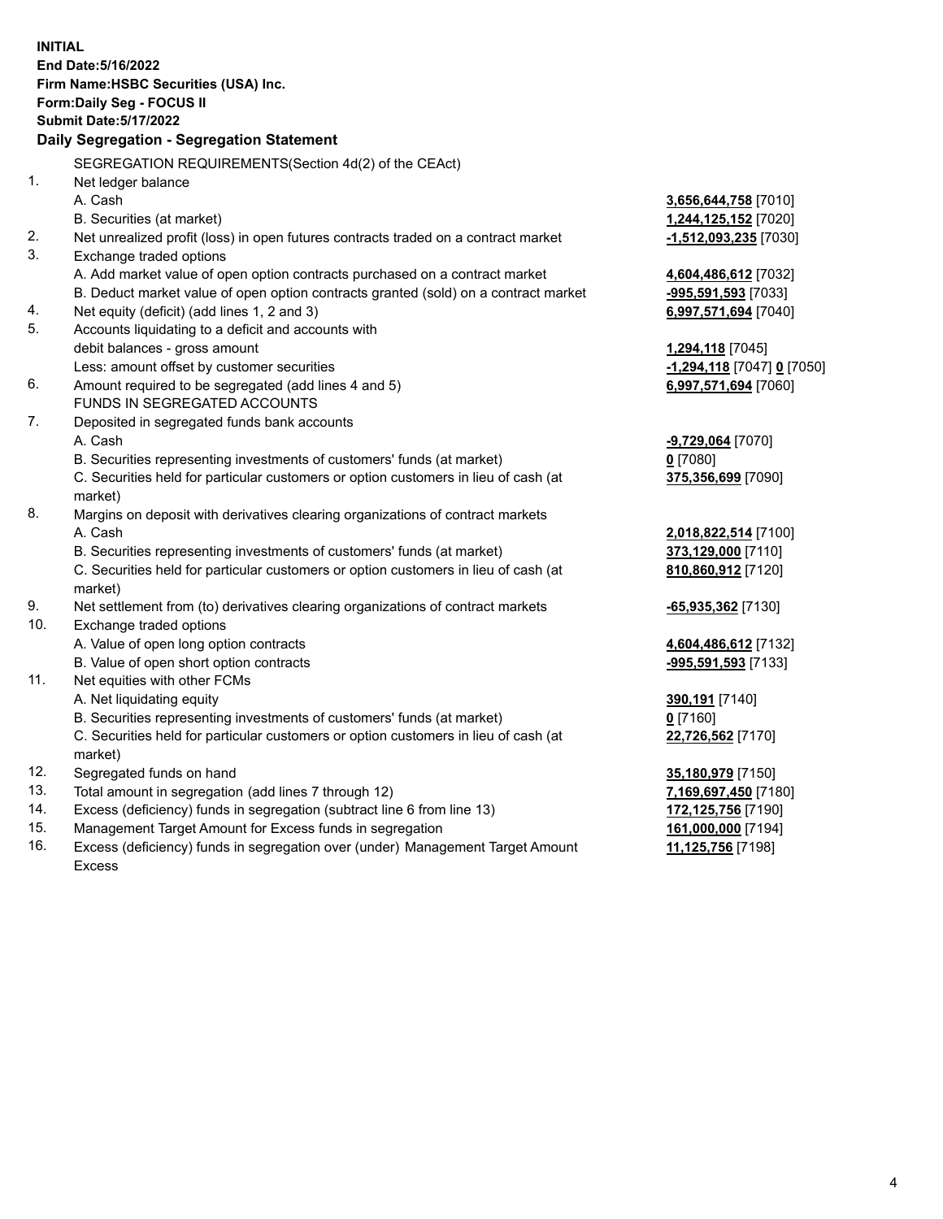**INITIAL**
**End Date:5/16/2022**
**Firm Name:HSBC Securities (USA) Inc.**
**Form:Daily Seg - FOCUS II**
**Submit Date:5/17/2022**

### Daily Segregation - Segregation Statement

| | | |
|---|---|---|
| | SEGREGATION REQUIREMENTS(Section 4d(2) of the CEAct) | |
| 1. | Net ledger balance | |
| | A. Cash | **3,656,644,758** [7010] |
| | B. Securities (at market) | **1,244,125,152** [7020] |
| 2. | Net unrealized profit (loss) in open futures contracts traded on a contract market | **-1,512,093,235** [7030] |
| 3. | Exchange traded options | |
| | A. Add market value of open option contracts purchased on a contract market | **4,604,486,612** [7032] |
| | B. Deduct market value of open option contracts granted (sold) on a contract market | **-995,591,593** [7033] |
| 4. | Net equity (deficit) (add lines 1, 2 and 3) | **6,997,571,694** [7040] |
| 5. | Accounts liquidating to a deficit and accounts with | |
| | debit balances - gross amount | **1,294,118** [7045] |
| | Less: amount offset by customer securities | **-1,294,118** [7047] **0** [7050] |
| 6. | Amount required to be segregated (add lines 4 and 5) | **6,997,571,694** [7060] |
| | FUNDS IN SEGREGATED ACCOUNTS | |
| 7. | Deposited in segregated funds bank accounts | |
| | A. Cash | **-9,729,064** [7070] |
| | B. Securities representing investments of customers' funds (at market) | **0** [7080] |
| | C. Securities held for particular customers or option customers in lieu of cash (at market) | **375,356,699** [7090] |
| 8. | Margins on deposit with derivatives clearing organizations of contract markets | |
| | A. Cash | **2,018,822,514** [7100] |
| | B. Securities representing investments of customers' funds (at market) | **373,129,000** [7110] |
| | C. Securities held for particular customers or option customers in lieu of cash (at market) | **810,860,912** [7120] |
| 9. | Net settlement from (to) derivatives clearing organizations of contract markets | **-65,935,362** [7130] |
| 10. | Exchange traded options | |
| | A. Value of open long option contracts | **4,604,486,612** [7132] |
| | B. Value of open short option contracts | **-995,591,593** [7133] |
| 11. | Net equities with other FCMs | |
| | A. Net liquidating equity | **390,191** [7140] |
| | B. Securities representing investments of customers' funds (at market) | **0** [7160] |
| | C. Securities held for particular customers or option customers in lieu of cash (at market) | **22,726,562** [7170] |
| 12. | Segregated funds on hand | **35,180,979** [7150] |
| 13. | Total amount in segregation (add lines 7 through 12) | **7,169,697,450** [7180] |
| 14. | Excess (deficiency) funds in segregation (subtract line 6 from line 13) | **172,125,756** [7190] |
| 15. | Management Target Amount for Excess funds in segregation | **161,000,000** [7194] |
| 16. | Excess (deficiency) funds in segregation over (under) Management Target Amount Excess | **11,125,756** [7198] |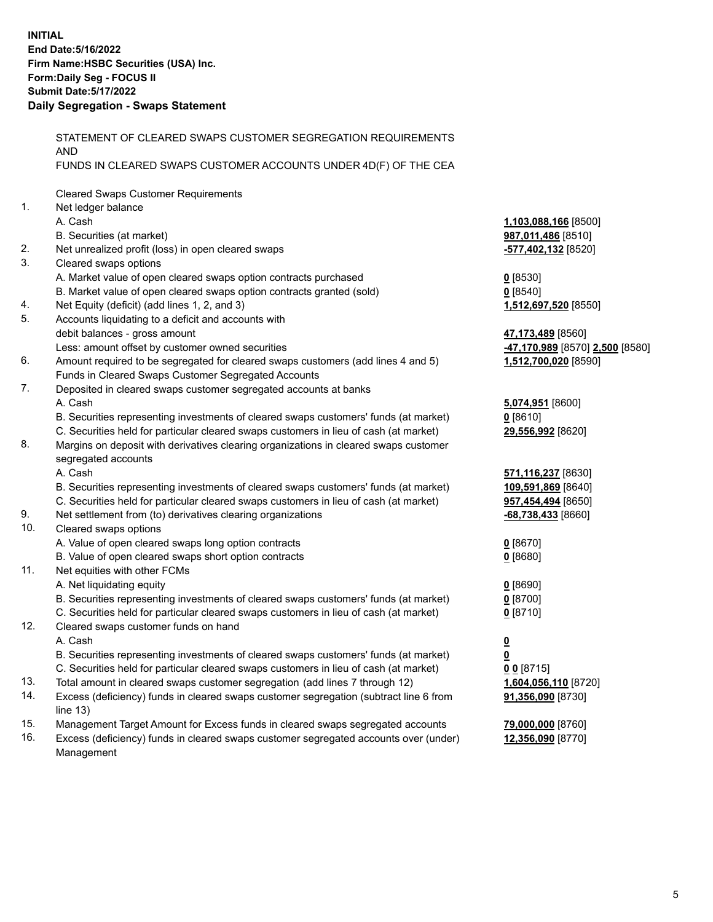**INITIAL**
**End Date:5/16/2022**
**Firm Name:HSBC Securities (USA) Inc.**
**Form:Daily Seg - FOCUS II**
**Submit Date:5/17/2022**
**Daily Segregation - Swaps Statement**

STATEMENT OF CLEARED SWAPS CUSTOMER SEGREGATION REQUIREMENTS AND FUNDS IN CLEARED SWAPS CUSTOMER ACCOUNTS UNDER 4D(F) OF THE CEA

| | | |
|---|---|---|
| | Cleared Swaps Customer Requirements | |
| 1. | Net ledger balance | |
| | A. Cash | **1,103,088,166** [8500] |
| | B. Securities (at market) | **987,011,486** [8510] |
| 2. | Net unrealized profit (loss) in open cleared swaps | **-577,402,132** [8520] |
| 3. | Cleared swaps options | |
| | A. Market value of open cleared swaps option contracts purchased | **0** [8530] |
| | B. Market value of open cleared swaps option contracts granted (sold) | **0** [8540] |
| 4. | Net Equity (deficit) (add lines 1, 2, and 3) | **1,512,697,520** [8550] |
| 5. | Accounts liquidating to a deficit and accounts with debit balances - gross amount | **47,173,489** [8560] |
| | Less: amount offset by customer owned securities | **-47,170,989** [8570] **2,500** [8580] |
| 6. | Amount required to be segregated for cleared swaps customers (add lines 4 and 5) | **1,512,700,020** [8590] |
| | Funds in Cleared Swaps Customer Segregated Accounts | |
| 7. | Deposited in cleared swaps customer segregated accounts at banks | |
| | A. Cash | **5,074,951** [8600] |
| | B. Securities representing investments of cleared swaps customers' funds (at market) | **0** [8610] |
| | C. Securities held for particular cleared swaps customers in lieu of cash (at market) | **29,556,992** [8620] |
| 8. | Margins on deposit with derivatives clearing organizations in cleared swaps customer segregated accounts | |
| | A. Cash | **571,116,237** [8630] |
| | B. Securities representing investments of cleared swaps customers' funds (at market) | **109,591,869** [8640] |
| | C. Securities held for particular cleared swaps customers in lieu of cash (at market) | **957,454,494** [8650] |
| 9. | Net settlement from (to) derivatives clearing organizations | **-68,738,433** [8660] |
| 10. | Cleared swaps options | |
| | A. Value of open cleared swaps long option contracts | **0** [8670] |
| | B. Value of open cleared swaps short option contracts | **0** [8680] |
| 11. | Net equities with other FCMs | |
| | A. Net liquidating equity | **0** [8690] |
| | B. Securities representing investments of cleared swaps customers' funds (at market) | **0** [8700] |
| | C. Securities held for particular cleared swaps customers in lieu of cash (at market) | **0** [8710] |
| 12. | Cleared swaps customer funds on hand | |
| | A. Cash | **0** |
| | B. Securities representing investments of cleared swaps customers' funds (at market) | **0** |
| | C. Securities held for particular cleared swaps customers in lieu of cash (at market) | **0** **0** [8715] |
| 13. | Total amount in cleared swaps customer segregation (add lines 7 through 12) | **1,604,056,110** [8720] |
| 14. | Excess (deficiency) funds in cleared swaps customer segregation (subtract line 6 from line 13) | **91,356,090** [8730] |
| 15. | Management Target Amount for Excess funds in cleared swaps segregated accounts | **79,000,000** [8760] |
| 16. | Excess (deficiency) funds in cleared swaps customer segregated accounts over (under) Management | **12,356,090** [8770] |